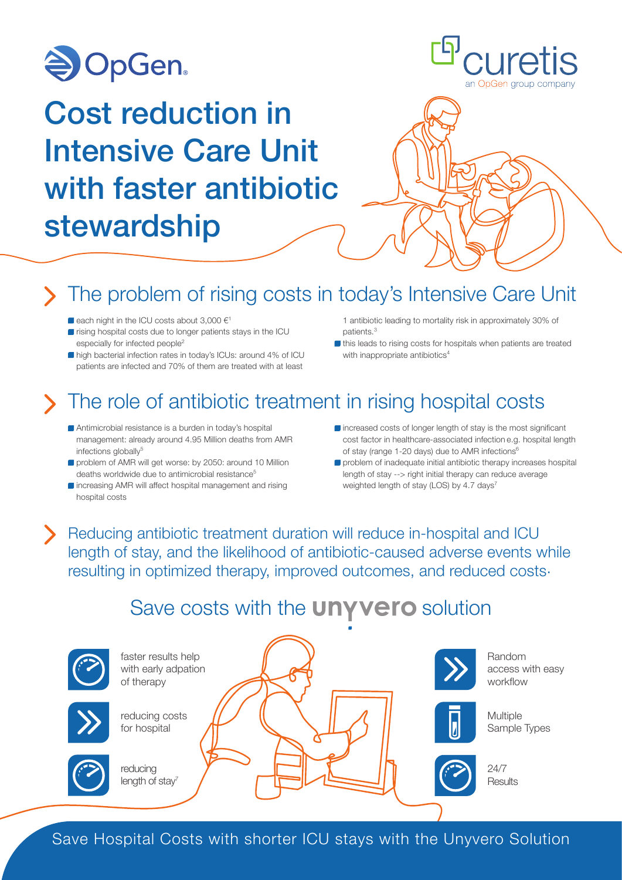OpGen

curetis
an OpGen group company

# Cost reduction in Intensive Care Unit with faster antibiotic stewardship

## The problem of rising costs in today's Intensive Care Unit

- each night in the ICU costs about 3,000 €[1]
- rising hospital costs due to longer patients stays in the ICU especially for infected people[2]
- high bacterial infection rates in today's ICUs: around 4% of ICU patients are infected and 70% of them are treated with at least 1 antibiotic leading to mortality risk in approximately 30% of patients.[3]
- this leads to rising costs for hospitals when patients are treated with inappropriate antibiotics[4]

## The role of antibiotic treatment in rising hospital costs

- Antimicrobial resistance is a burden in today's hospital management: already around 4.95 Million deaths from AMR infections globally[5]
- problem of AMR will get worse: by 2050: around 10 Million deaths worldwide due to antimicrobial resistance[5]
- increasing AMR will affect hospital management and rising hospital costs
- increased costs of longer length of stay is the most significant cost factor in healthcare-associated infection e.g. hospital length of stay (range 1-20 days) due to AMR infections[6]
- problem of inadequate initial antibiotic therapy increases hospital length of stay --> right initial therapy can reduce average weighted length of stay (LOS) by 4.7 days[7]

## Reducing antibiotic treatment duration will reduce in-hospital and ICU length of stay, and the likelihood of antibiotic-caused adverse events while resulting in optimized therapy, improved outcomes, and reduced costs.

## Save costs with the unyvero solution

- faster results help with early adpation of therapy
- reducing costs for hospital
- reducing length of stay[7]
- Random access with easy workflow
- Multiple Sample Types
- 24/7 Results

Save Hospital Costs with shorter ICU stays with the Unyvero Solution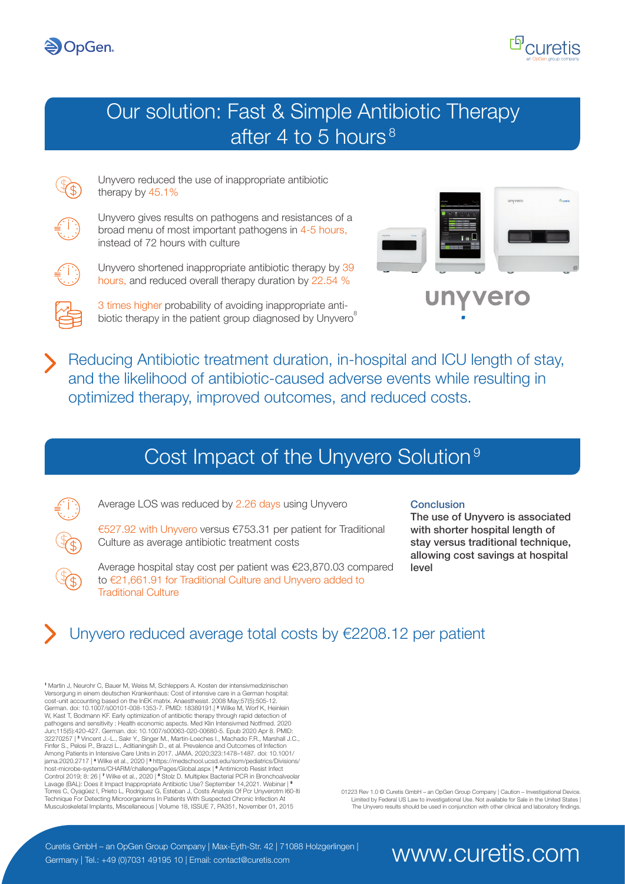# Our solution: Fast & Simple Antibiotic Therapy after 4 to 5 hours[8]

Unyvero reduced the use of inappropriate antibiotic therapy by 45.1%

Unyvero gives results on pathogens and resistances of a broad menu of most important pathogens in 4-5 hours, instead of 72 hours with culture

Unyvero shortened inappropriate antibiotic therapy by 39 hours, and reduced overall therapy duration by 22.54 %

3 times higher probability of avoiding inappropriate antibiotic therapy in the patient group diagnosed by Unyvero[8]

unyvero

> Reducing Antibiotic treatment duration, in-hospital and ICU length of stay, and the likelihood of antibiotic-caused adverse events while resulting in optimized therapy, improved outcomes, and reduced costs.

# Cost Impact of the Unyvero Solution[9]

Average LOS was reduced by 2.26 days using Unyvero

€527.92 with Unyvero versus €753.31 per patient for Traditional Culture as average antibiotic treatment costs

Average hospital stay cost per patient was €23,870.03 compared to €21,661.91 for Traditional Culture and Unyvero added to Traditional Culture

### Conclusion

**The use of Unyvero is associated with shorter hospital length of stay versus traditional technique, allowing cost savings at hospital level**

> Unyvero reduced average total costs by €2208.12 per patient

[1] Martin J, Neurohr C, Bauer M, Weiss M, Schleppers A. Kosten der intensivmedizinischen Versorgung in einem deutschen Krankenhaus: Cost of intensive care in a German hospital: cost-unit accounting based on the InEK matrix. Anaesthesist. 2008 May;57(5):505-12. German. doi: 10.1007/s00101-008-1353-7. PMID: 18389191.| [2] Wilke M, Worf K, Heinlein W, Kast T, Bodmann KF. Early optimization of antibiotic therapy through rapid detection of pathogens and sensitivity : Health economic aspects. Med Klin Intensivmed Notfmed. 2020 Jun;115(5):420-427. German. doi: 10.1007/s00063-020-00680-5. Epub 2020 Apr 8. PMID: 32270257 | [3] Vincent J.-L., Sakr Y., Singer M., Martin-Loeches I., Machado F.R., Marshall J.C., Finfer S., Pelosi P., Brazzi L., Aditianingsih D., et al. Prevalence and Outcomes of Infection Among Patients in Intensive Care Units in 2017. JAMA. 2020;323:1478–1487. doi: 10.1001/jama.2020.2717 | [4] Wilke et al., 2020 | [5] https://medschool.ucsd.edu/som/pediatrics/Divisions/host-microbe-systems/CHARM/challenge/Pages/Global.aspx | [6] Antimicrob Resist Infect Control 2019; 8: 26 | [7] Wilke et al., 2020 | [8] Stolz D. Multiplex Bacterial PCR in Bronchoalveolar Lavage (BAL): Does it Impact Inappropriate Antibiotic Use? September 14,2021. Webinar | [9] Torres C, Oyagüez I, Prieto L, Rodriguez G, Esteban J, Costs Analysis Of Pcr Unyverotm I60-Iti Technique For Detecting Microorganisms In Patients With Suspected Chronic Infection At Musculoskeletal Implants, Miscellaneous | Volume 18, ISSUE 7, PA351, November 01, 2015

01223 Rev 1.0 © Curetis GmbH – an OpGen Group Company | Caution – Investigational Device. Limited by Federal US Law to investigational Use. Not available for Sale in the United States | The Unyvero results should be used in conjunction with other clinical and laboratory findings.

Curetis GmbH – an OpGen Group Company | Max-Eyth-Str. 42 | 71088 Holzgerlingen | Germany | Tel.: +49 (0)7031 49195 10 | Email: contact@curetis.com

www.curetis.com